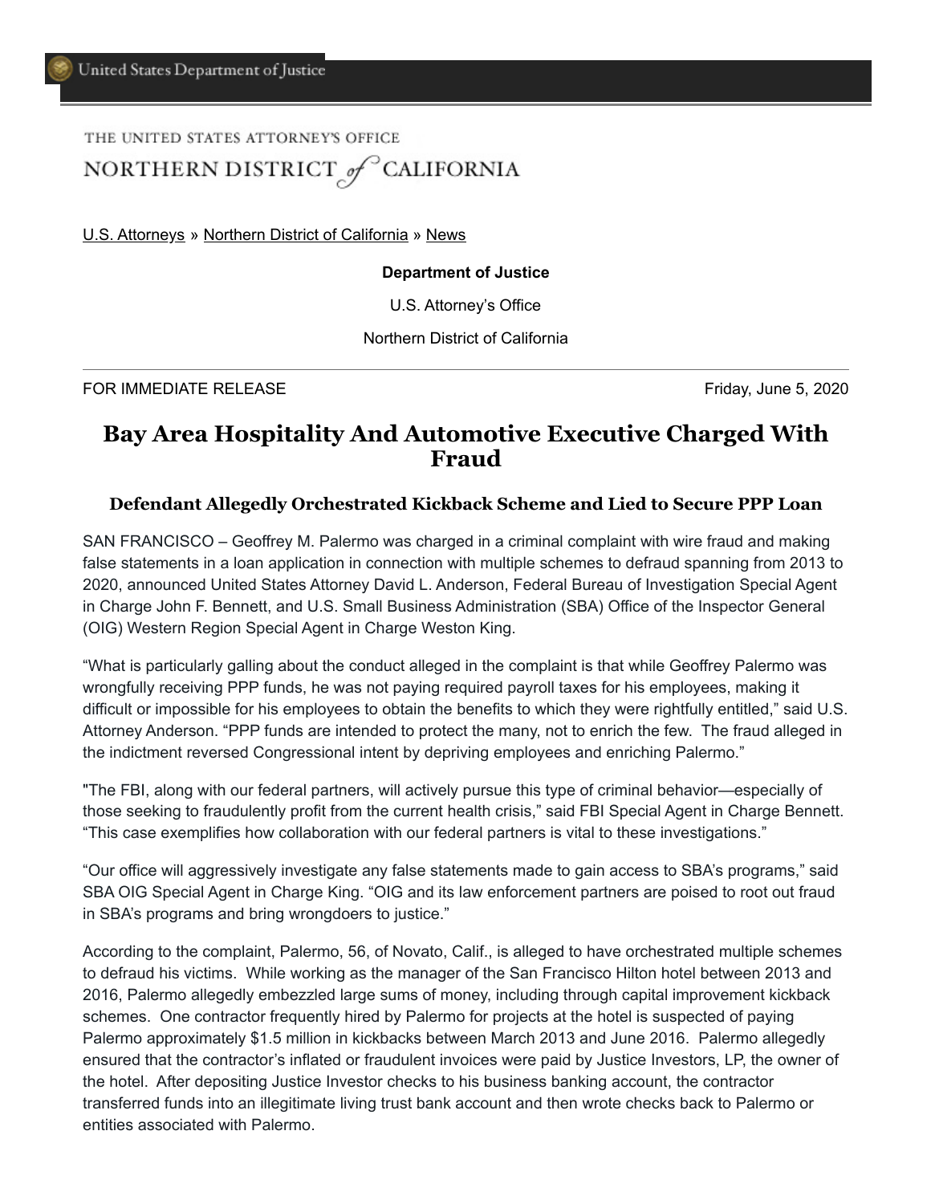United States Department of Justice

THE UNITED STATES ATTORNEY'S OFFICE

NORTHERN DISTRICT *of* CALIFORNIA

U.S. Attorneys » Northern District of California » News

**Department of Justice**

U.S. Attorney's Office

Northern District of California

FOR IMMEDIATE RELEASE Friday, June 5, 2020

# Bay Area Hospitality And Automotive Executive Charged With Fraud

### Defendant Allegedly Orchestrated Kickback Scheme and Lied to Secure PPP Loan

SAN FRANCISCO – Geoffrey M. Palermo was charged in a criminal complaint with wire fraud and making false statements in a loan application in connection with multiple schemes to defraud spanning from 2013 to 2020, announced United States Attorney David L. Anderson, Federal Bureau of Investigation Special Agent in Charge John F. Bennett, and U.S. Small Business Administration (SBA) Office of the Inspector General (OIG) Western Region Special Agent in Charge Weston King.

"What is particularly galling about the conduct alleged in the complaint is that while Geoffrey Palermo was wrongfully receiving PPP funds, he was not paying required payroll taxes for his employees, making it difficult or impossible for his employees to obtain the benefits to which they were rightfully entitled," said U.S. Attorney Anderson. "PPP funds are intended to protect the many, not to enrich the few. The fraud alleged in the indictment reversed Congressional intent by depriving employees and enriching Palermo."

"The FBI, along with our federal partners, will actively pursue this type of criminal behavior—especially of those seeking to fraudulently profit from the current health crisis," said FBI Special Agent in Charge Bennett. "This case exemplifies how collaboration with our federal partners is vital to these investigations."

"Our office will aggressively investigate any false statements made to gain access to SBA's programs," said SBA OIG Special Agent in Charge King. "OIG and its law enforcement partners are poised to root out fraud in SBA's programs and bring wrongdoers to justice."

According to the complaint, Palermo, 56, of Novato, Calif., is alleged to have orchestrated multiple schemes to defraud his victims. While working as the manager of the San Francisco Hilton hotel between 2013 and 2016, Palermo allegedly embezzled large sums of money, including through capital improvement kickback schemes. One contractor frequently hired by Palermo for projects at the hotel is suspected of paying Palermo approximately $1.5 million in kickbacks between March 2013 and June 2016. Palermo allegedly ensured that the contractor's inflated or fraudulent invoices were paid by Justice Investors, LP, the owner of the hotel. After depositing Justice Investor checks to his business banking account, the contractor transferred funds into an illegitimate living trust bank account and then wrote checks back to Palermo or entities associated with Palermo.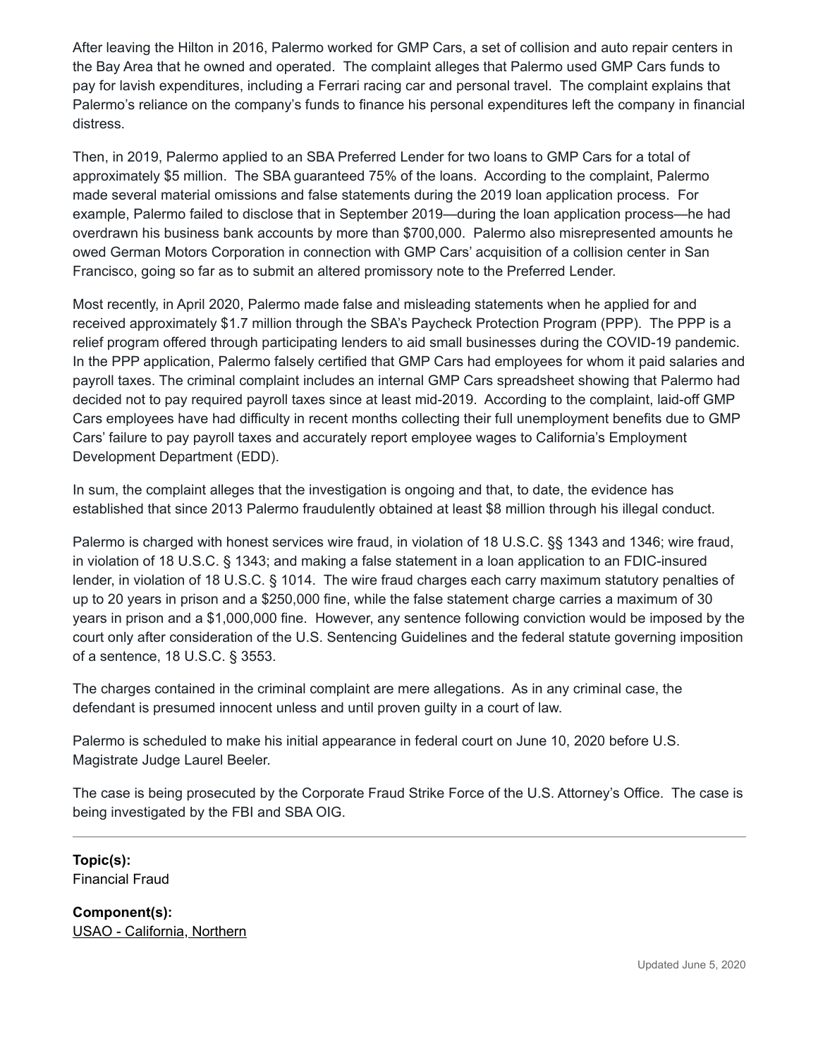After leaving the Hilton in 2016, Palermo worked for GMP Cars, a set of collision and auto repair centers in the Bay Area that he owned and operated. The complaint alleges that Palermo used GMP Cars funds to pay for lavish expenditures, including a Ferrari racing car and personal travel. The complaint explains that Palermo's reliance on the company's funds to finance his personal expenditures left the company in financial distress.

Then, in 2019, Palermo applied to an SBA Preferred Lender for two loans to GMP Cars for a total of approximately $5 million. The SBA guaranteed 75% of the loans. According to the complaint, Palermo made several material omissions and false statements during the 2019 loan application process. For example, Palermo failed to disclose that in September 2019—during the loan application process—he had overdrawn his business bank accounts by more than $700,000. Palermo also misrepresented amounts he owed German Motors Corporation in connection with GMP Cars' acquisition of a collision center in San Francisco, going so far as to submit an altered promissory note to the Preferred Lender.

Most recently, in April 2020, Palermo made false and misleading statements when he applied for and received approximately $1.7 million through the SBA's Paycheck Protection Program (PPP). The PPP is a relief program offered through participating lenders to aid small businesses during the COVID-19 pandemic. In the PPP application, Palermo falsely certified that GMP Cars had employees for whom it paid salaries and payroll taxes. The criminal complaint includes an internal GMP Cars spreadsheet showing that Palermo had decided not to pay required payroll taxes since at least mid-2019. According to the complaint, laid-off GMP Cars employees have had difficulty in recent months collecting their full unemployment benefits due to GMP Cars' failure to pay payroll taxes and accurately report employee wages to California's Employment Development Department (EDD).

In sum, the complaint alleges that the investigation is ongoing and that, to date, the evidence has established that since 2013 Palermo fraudulently obtained at least $8 million through his illegal conduct.

Palermo is charged with honest services wire fraud, in violation of 18 U.S.C. §§ 1343 and 1346; wire fraud, in violation of 18 U.S.C. § 1343; and making a false statement in a loan application to an FDIC-insured lender, in violation of 18 U.S.C. § 1014. The wire fraud charges each carry maximum statutory penalties of up to 20 years in prison and a $250,000 fine, while the false statement charge carries a maximum of 30 years in prison and a $1,000,000 fine. However, any sentence following conviction would be imposed by the court only after consideration of the U.S. Sentencing Guidelines and the federal statute governing imposition of a sentence, 18 U.S.C. § 3553.

The charges contained in the criminal complaint are mere allegations. As in any criminal case, the defendant is presumed innocent unless and until proven guilty in a court of law.

Palermo is scheduled to make his initial appearance in federal court on June 10, 2020 before U.S. Magistrate Judge Laurel Beeler.

The case is being prosecuted by the Corporate Fraud Strike Force of the U.S. Attorney's Office. The case is being investigated by the FBI and SBA OIG.

---

**Topic(s):**
Financial Fraud

**Component(s):**
USAO - California, Northern

Updated June 5, 2020